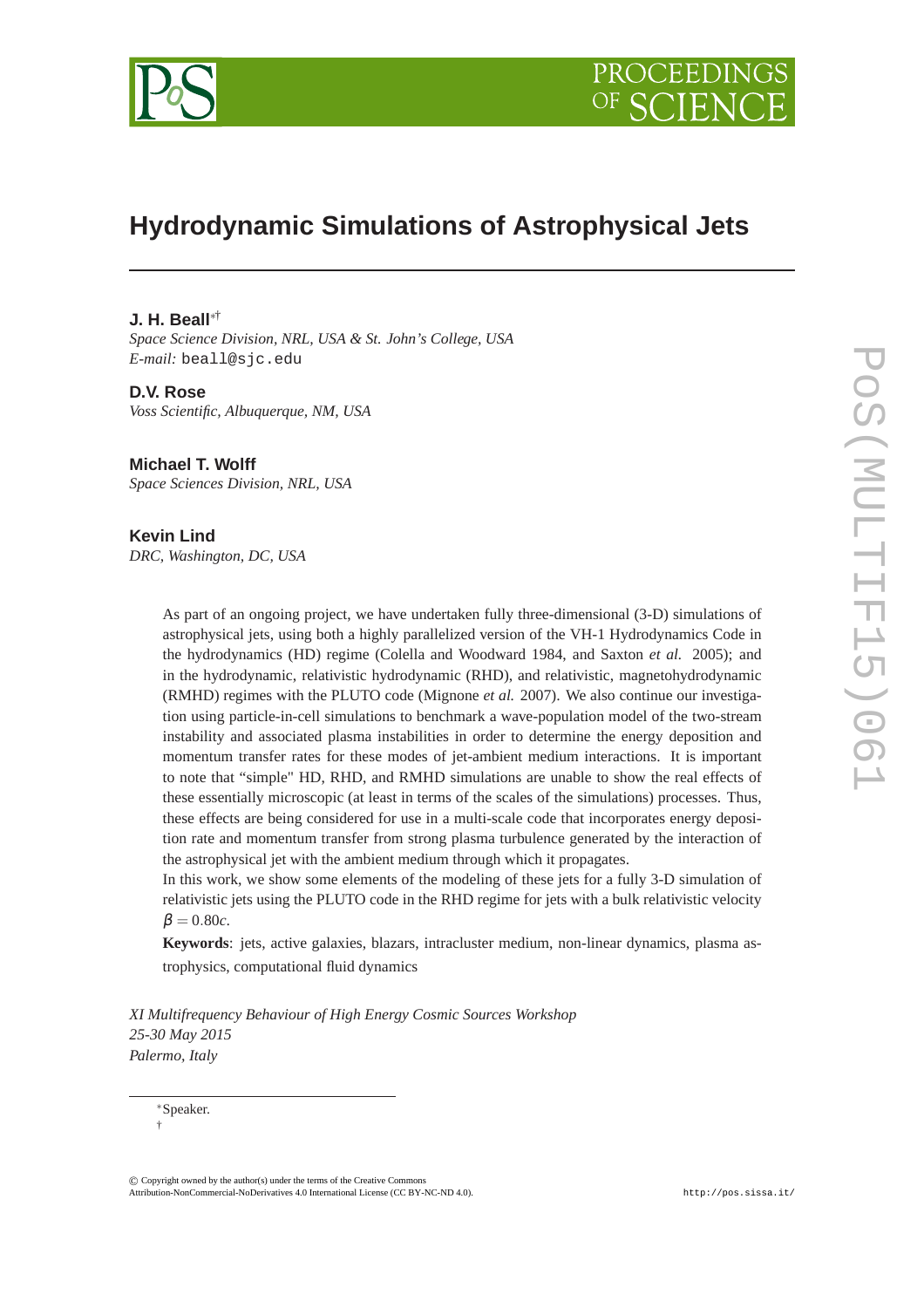# Hydrodynamic Simulations of Astrophysical Jets

**J. H. Beall**[*†]
*Space Science Division, NRL, USA & St. John's College, USA*
*E-mail:* beall@sjc.edu

**D.V. Rose**
*Voss Scientific, Albuquerque, NM, USA*

**Michael T. Wolff**
*Space Sciences Division, NRL, USA*

**Kevin Lind**
*DRC, Washington, DC, USA*

As part of an ongoing project, we have undertaken fully three-dimensional (3-D) simulations of astrophysical jets, using both a highly parallelized version of the VH-1 Hydrodynamics Code in the hydrodynamics (HD) regime (Colella and Woodward 1984, and Saxton *et al.* 2005); and in the hydrodynamic, relativistic hydrodynamic (RHD), and relativistic, magnetohydrodynamic (RMHD) regimes with the PLUTO code (Mignone *et al.* 2007). We also continue our investigation using particle-in-cell simulations to benchmark a wave-population model of the two-stream instability and associated plasma instabilities in order to determine the energy deposition and momentum transfer rates for these modes of jet-ambient medium interactions. It is important to note that "simple" HD, RHD, and RMHD simulations are unable to show the real effects of these essentially microscopic (at least in terms of the scales of the simulations) processes. Thus, these effects are being considered for use in a multi-scale code that incorporates energy deposition rate and momentum transfer from strong plasma turbulence generated by the interaction of the astrophysical jet with the ambient medium through which it propagates.

In this work, we show some elements of the modeling of these jets for a fully 3-D simulation of relativistic jets using the PLUTO code in the RHD regime for jets with a bulk relativistic velocity $\beta = 0.80c$.

**Keywords**: jets, active galaxies, blazars, intracluster medium, non-linear dynamics, plasma astrophysics, computational fluid dynamics

*XI Multifrequency Behaviour of High Energy Cosmic Sources Workshop*
*25-30 May 2015*
*Palermo, Italy*

[*]Speaker.
[†]

© Copyright owned by the author(s) under the terms of the Creative Commons Attribution-NonCommercial-NoDerivatives 4.0 International License (CC BY-NC-ND 4.0).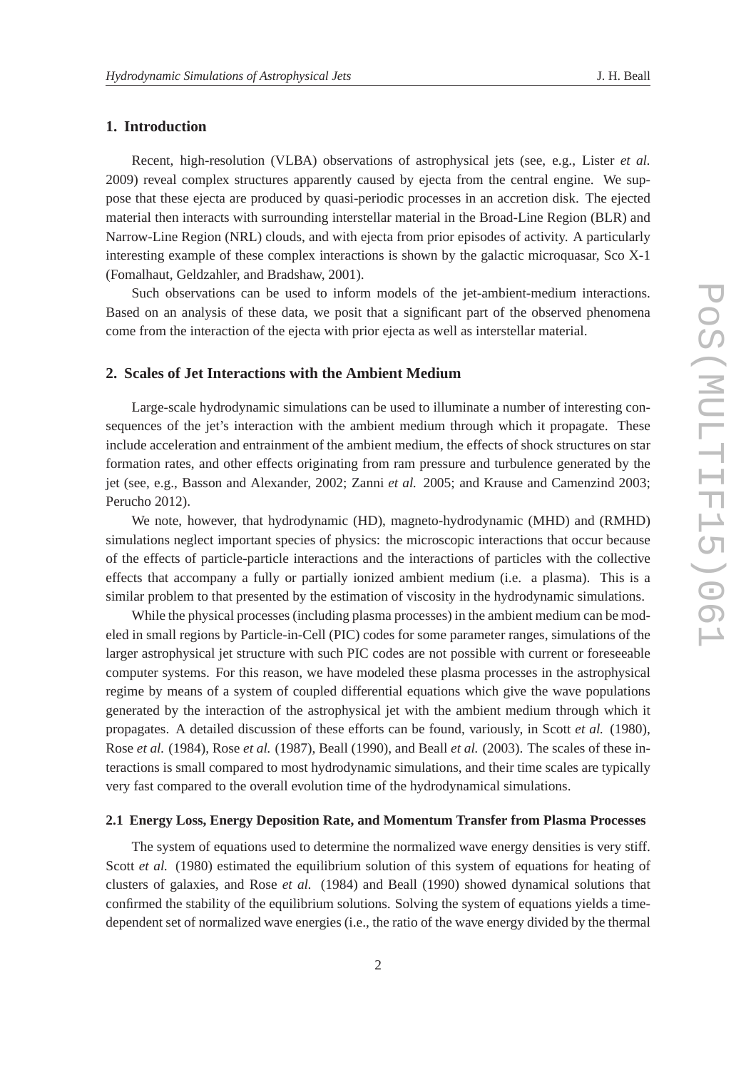## 1. Introduction

Recent, high-resolution (VLBA) observations of astrophysical jets (see, e.g., Lister *et al.* 2009) reveal complex structures apparently caused by ejecta from the central engine. We suppose that these ejecta are produced by quasi-periodic processes in an accretion disk. The ejected material then interacts with surrounding interstellar material in the Broad-Line Region (BLR) and Narrow-Line Region (NRL) clouds, and with ejecta from prior episodes of activity. A particularly interesting example of these complex interactions is shown by the galactic microquasar, Sco X-1 (Fomalhaut, Geldzahler, and Bradshaw, 2001).

Such observations can be used to inform models of the jet-ambient-medium interactions. Based on an analysis of these data, we posit that a significant part of the observed phenomena come from the interaction of the ejecta with prior ejecta as well as interstellar material.

## 2. Scales of Jet Interactions with the Ambient Medium

Large-scale hydrodynamic simulations can be used to illuminate a number of interesting consequences of the jet's interaction with the ambient medium through which it propagate. These include acceleration and entrainment of the ambient medium, the effects of shock structures on star formation rates, and other effects originating from ram pressure and turbulence generated by the jet (see, e.g., Basson and Alexander, 2002; Zanni *et al.* 2005; and Krause and Camenzind 2003; Perucho 2012).

We note, however, that hydrodynamic (HD), magneto-hydrodynamic (MHD) and (RMHD) simulations neglect important species of physics: the microscopic interactions that occur because of the effects of particle-particle interactions and the interactions of particles with the collective effects that accompany a fully or partially ionized ambient medium (i.e. a plasma). This is a similar problem to that presented by the estimation of viscosity in the hydrodynamic simulations.

While the physical processes (including plasma processes) in the ambient medium can be modeled in small regions by Particle-in-Cell (PIC) codes for some parameter ranges, simulations of the larger astrophysical jet structure with such PIC codes are not possible with current or foreseeable computer systems. For this reason, we have modeled these plasma processes in the astrophysical regime by means of a system of coupled differential equations which give the wave populations generated by the interaction of the astrophysical jet with the ambient medium through which it propagates. A detailed discussion of these efforts can be found, variously, in Scott *et al.* (1980), Rose *et al.* (1984), Rose *et al.* (1987), Beall (1990), and Beall *et al.* (2003). The scales of these interactions is small compared to most hydrodynamic simulations, and their time scales are typically very fast compared to the overall evolution time of the hydrodynamical simulations.

### 2.1 Energy Loss, Energy Deposition Rate, and Momentum Transfer from Plasma Processes

The system of equations used to determine the normalized wave energy densities is very stiff. Scott *et al.* (1980) estimated the equilibrium solution of this system of equations for heating of clusters of galaxies, and Rose *et al.* (1984) and Beall (1990) showed dynamical solutions that confirmed the stability of the equilibrium solutions. Solving the system of equations yields a time-dependent set of normalized wave energies (i.e., the ratio of the wave energy divided by the thermal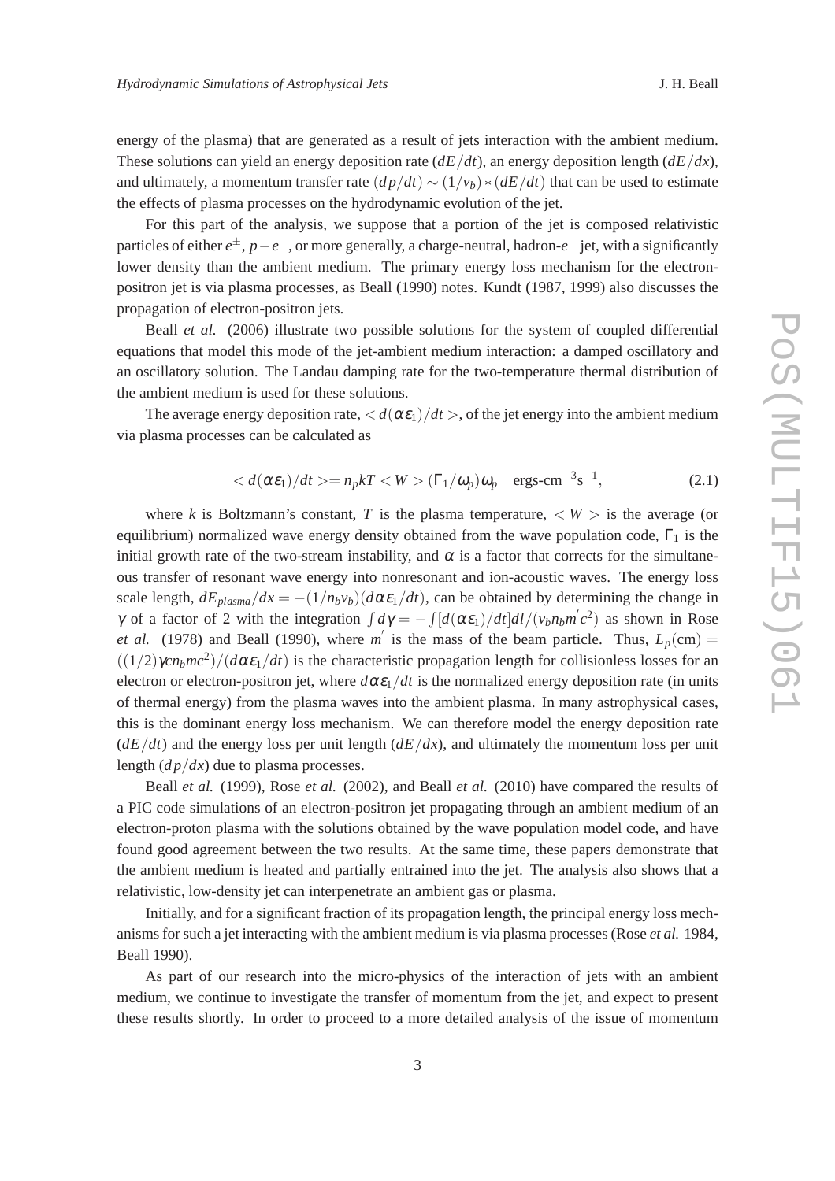energy of the plasma) that are generated as a result of jets interaction with the ambient medium. These solutions can yield an energy deposition rate ($dE/dt$), an energy deposition length ($dE/dx$), and ultimately, a momentum transfer rate $(dp/dt) \sim (1/v_b) * (dE/dt)$ that can be used to estimate the effects of plasma processes on the hydrodynamic evolution of the jet.

For this part of the analysis, we suppose that a portion of the jet is composed relativistic particles of either $e^{\pm}$, $p-e^{-}$, or more generally, a charge-neutral, hadron-$e^{-}$ jet, with a significantly lower density than the ambient medium. The primary energy loss mechanism for the electron-positron jet is via plasma processes, as Beall (1990) notes. Kundt (1987, 1999) also discusses the propagation of electron-positron jets.

Beall *et al.* (2006) illustrate two possible solutions for the system of coupled differential equations that model this mode of the jet-ambient medium interaction: a damped oscillatory and an oscillatory solution. The Landau damping rate for the two-temperature thermal distribution of the ambient medium is used for these solutions.

The average energy deposition rate, $< d(\alpha\varepsilon_1)/dt >$, of the jet energy into the ambient medium via plasma processes can be calculated as

$$< d(\alpha\varepsilon_1)/dt >= n_p kT < W > (\Gamma_1/\omega_p)\omega_p \quad \text{ergs-cm}^{-3}\text{s}^{-1}, \tag{2.1}$$

where $k$ is Boltzmann's constant, $T$ is the plasma temperature, $< W >$ is the average (or equilibrium) normalized wave energy density obtained from the wave population code, $\Gamma_1$ is the initial growth rate of the two-stream instability, and $\alpha$ is a factor that corrects for the simultaneous transfer of resonant wave energy into nonresonant and ion-acoustic waves. The energy loss scale length, $dE_{plasma}/dx = -(1/n_b v_b)(d\alpha\varepsilon_1/dt)$, can be obtained by determining the change in $\gamma$ of a factor of 2 with the integration $\int d\gamma = -\int [d(\alpha\varepsilon_1)/dt] dl/(v_b n_b m' c^2)$ as shown in Rose *et al.* (1978) and Beall (1990), where $m'$ is the mass of the beam particle. Thus, $L_p(\text{cm}) = ((1/2)\gamma c n_b m c^2)/(d\alpha\varepsilon_1/dt)$ is the characteristic propagation length for collisionless losses for an electron or electron-positron jet, where $d\alpha\varepsilon_1/dt$ is the normalized energy deposition rate (in units of thermal energy) from the plasma waves into the ambient plasma. In many astrophysical cases, this is the dominant energy loss mechanism. We can therefore model the energy deposition rate ($dE/dt$) and the energy loss per unit length ($dE/dx$), and ultimately the momentum loss per unit length ($dp/dx$) due to plasma processes.

Beall *et al.* (1999), Rose *et al.* (2002), and Beall *et al.* (2010) have compared the results of a PIC code simulations of an electron-positron jet propagating through an ambient medium of an electron-proton plasma with the solutions obtained by the wave population model code, and have found good agreement between the two results. At the same time, these papers demonstrate that the ambient medium is heated and partially entrained into the jet. The analysis also shows that a relativistic, low-density jet can interpenetrate an ambient gas or plasma.

Initially, and for a significant fraction of its propagation length, the principal energy loss mechanisms for such a jet interacting with the ambient medium is via plasma processes (Rose *et al.* 1984, Beall 1990).

As part of our research into the micro-physics of the interaction of jets with an ambient medium, we continue to investigate the transfer of momentum from the jet, and expect to present these results shortly. In order to proceed to a more detailed analysis of the issue of momentum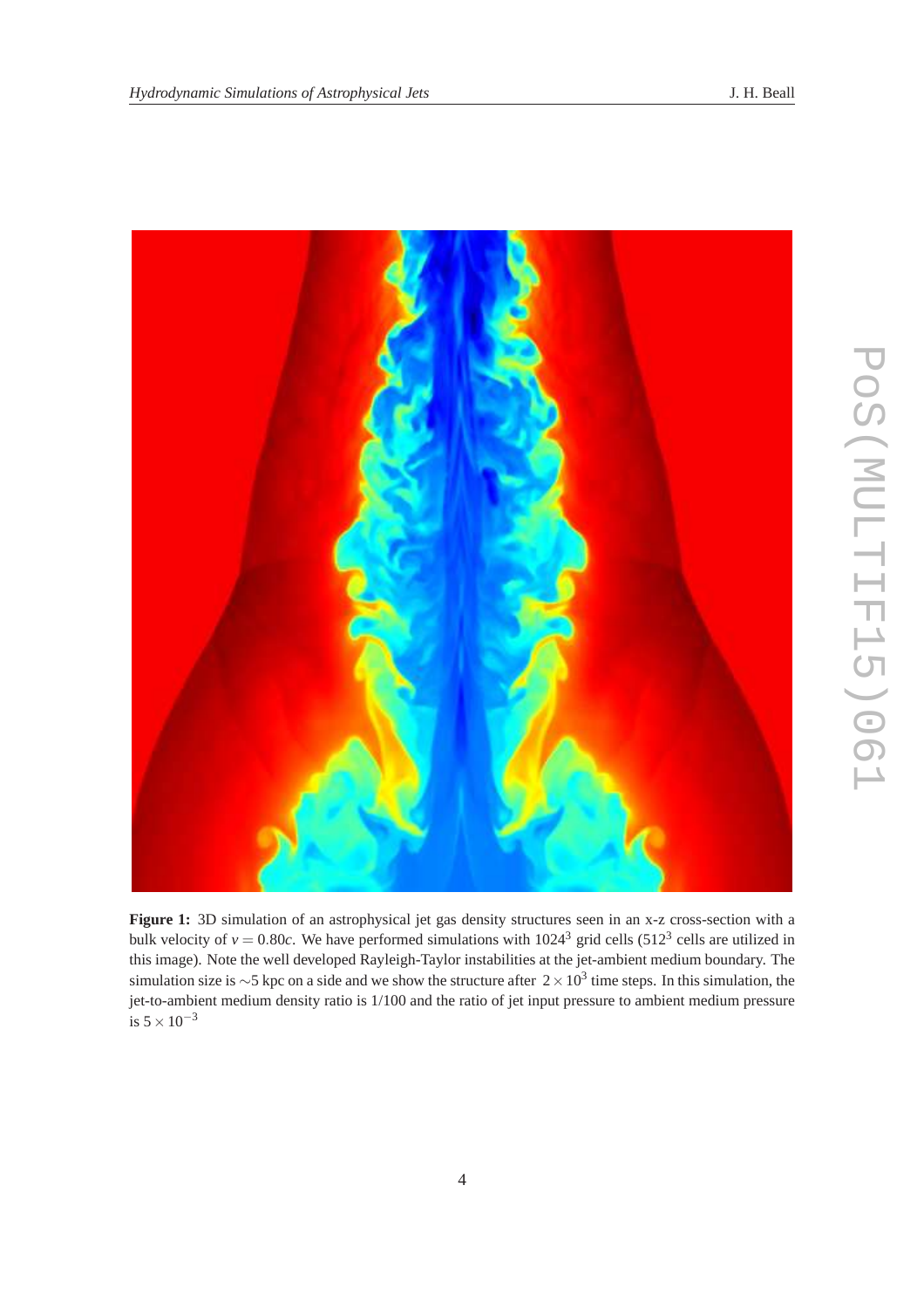**Figure 1:** 3D simulation of an astrophysical jet gas density structures seen in an x-z cross-section with a bulk velocity of $v = 0.80c$. We have performed simulations with $1024^3$ grid cells ($512^3$ cells are utilized in this image). Note the well developed Rayleigh-Taylor instabilities at the jet-ambient medium boundary. The simulation size is $\sim$5 kpc on a side and we show the structure after $2 \times 10^3$ time steps. In this simulation, the jet-to-ambient medium density ratio is 1/100 and the ratio of jet input pressure to ambient medium pressure is $5 \times 10^{-3}$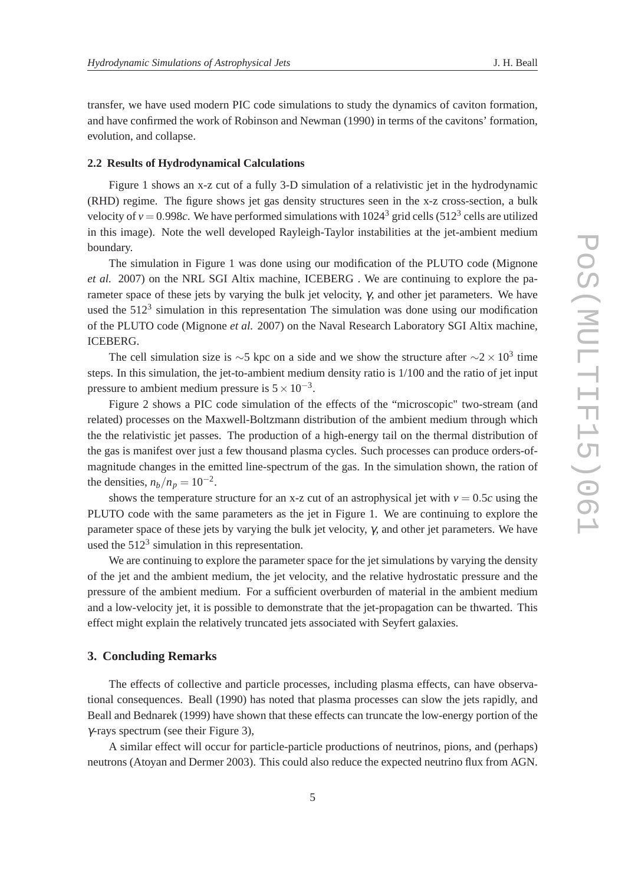transfer, we have used modern PIC code simulations to study the dynamics of caviton formation, and have confirmed the work of Robinson and Newman (1990) in terms of the cavitons' formation, evolution, and collapse.

### 2.2 Results of Hydrodynamical Calculations

Figure 1 shows an x-z cut of a fully 3-D simulation of a relativistic jet in the hydrodynamic (RHD) regime. The figure shows jet gas density structures seen in the x-z cross-section, a bulk velocity of $v = 0.998c$. We have performed simulations with $1024^3$ grid cells ($512^3$ cells are utilized in this image). Note the well developed Rayleigh-Taylor instabilities at the jet-ambient medium boundary.

The simulation in Figure 1 was done using our modification of the PLUTO code (Mignone *et al.* 2007) on the NRL SGI Altix machine, ICEBERG . We are continuing to explore the parameter space of these jets by varying the bulk jet velocity, $\gamma$, and other jet parameters. We have used the $512^3$ simulation in this representation The simulation was done using our modification of the PLUTO code (Mignone *et al.* 2007) on the Naval Research Laboratory SGI Altix machine, ICEBERG.

The cell simulation size is $\sim$5 kpc on a side and we show the structure after $\sim 2 \times 10^3$ time steps. In this simulation, the jet-to-ambient medium density ratio is 1/100 and the ratio of jet input pressure to ambient medium pressure is $5 \times 10^{-3}$.

Figure 2 shows a PIC code simulation of the effects of the "microscopic" two-stream (and related) processes on the Maxwell-Boltzmann distribution of the ambient medium through which the the relativistic jet passes. The production of a high-energy tail on the thermal distribution of the gas is manifest over just a few thousand plasma cycles. Such processes can produce orders-of-magnitude changes in the emitted line-spectrum of the gas. In the simulation shown, the ration of the densities, $n_b/n_p = 10^{-2}$.

shows the temperature structure for an x-z cut of an astrophysical jet with $v = 0.5c$ using the PLUTO code with the same parameters as the jet in Figure 1. We are continuing to explore the parameter space of these jets by varying the bulk jet velocity, $\gamma$, and other jet parameters. We have used the $512^3$ simulation in this representation.

We are continuing to explore the parameter space for the jet simulations by varying the density of the jet and the ambient medium, the jet velocity, and the relative hydrostatic pressure and the pressure of the ambient medium. For a sufficient overburden of material in the ambient medium and a low-velocity jet, it is possible to demonstrate that the jet-propagation can be thwarted. This effect might explain the relatively truncated jets associated with Seyfert galaxies.

## 3. Concluding Remarks

The effects of collective and particle processes, including plasma effects, can have observational consequences. Beall (1990) has noted that plasma processes can slow the jets rapidly, and Beall and Bednarek (1999) have shown that these effects can truncate the low-energy portion of the $\gamma$-rays spectrum (see their Figure 3),

A similar effect will occur for particle-particle productions of neutrinos, pions, and (perhaps) neutrons (Atoyan and Dermer 2003). This could also reduce the expected neutrino flux from AGN.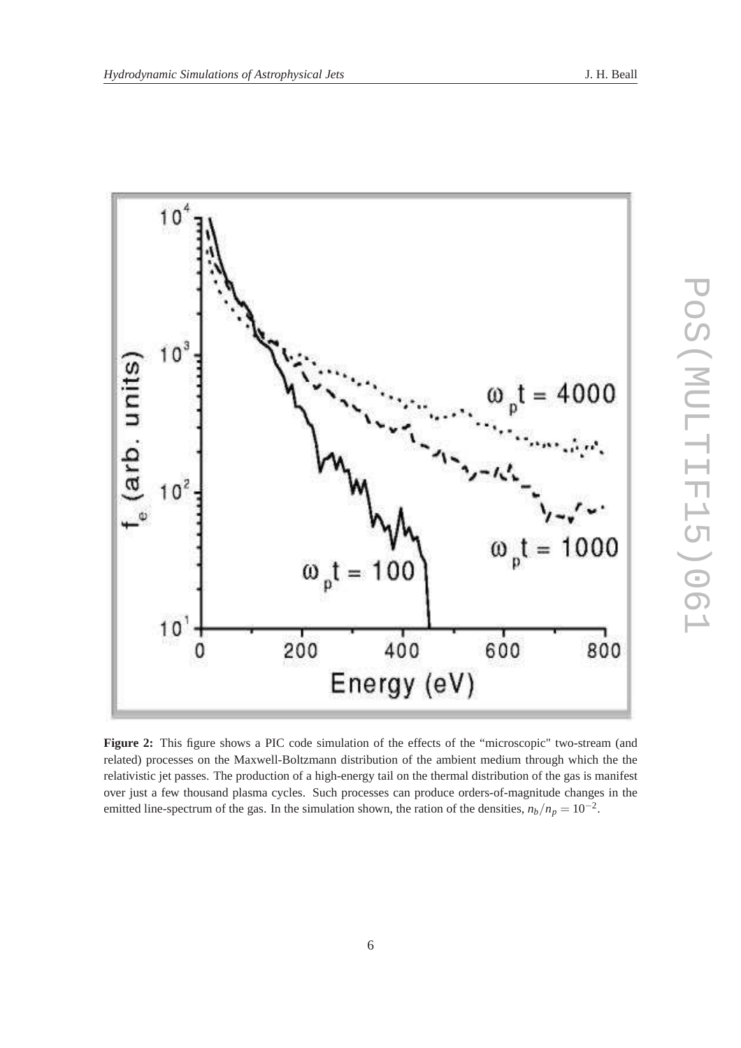**Figure 2:** This figure shows a PIC code simulation of the effects of the "microscopic" two-stream (and related) processes on the Maxwell-Boltzmann distribution of the ambient medium through which the the relativistic jet passes. The production of a high-energy tail on the thermal distribution of the gas is manifest over just a few thousand plasma cycles. Such processes can produce orders-of-magnitude changes in the emitted line-spectrum of the gas. In the simulation shown, the ration of the densities, $n_b/n_p = 10^{-2}$.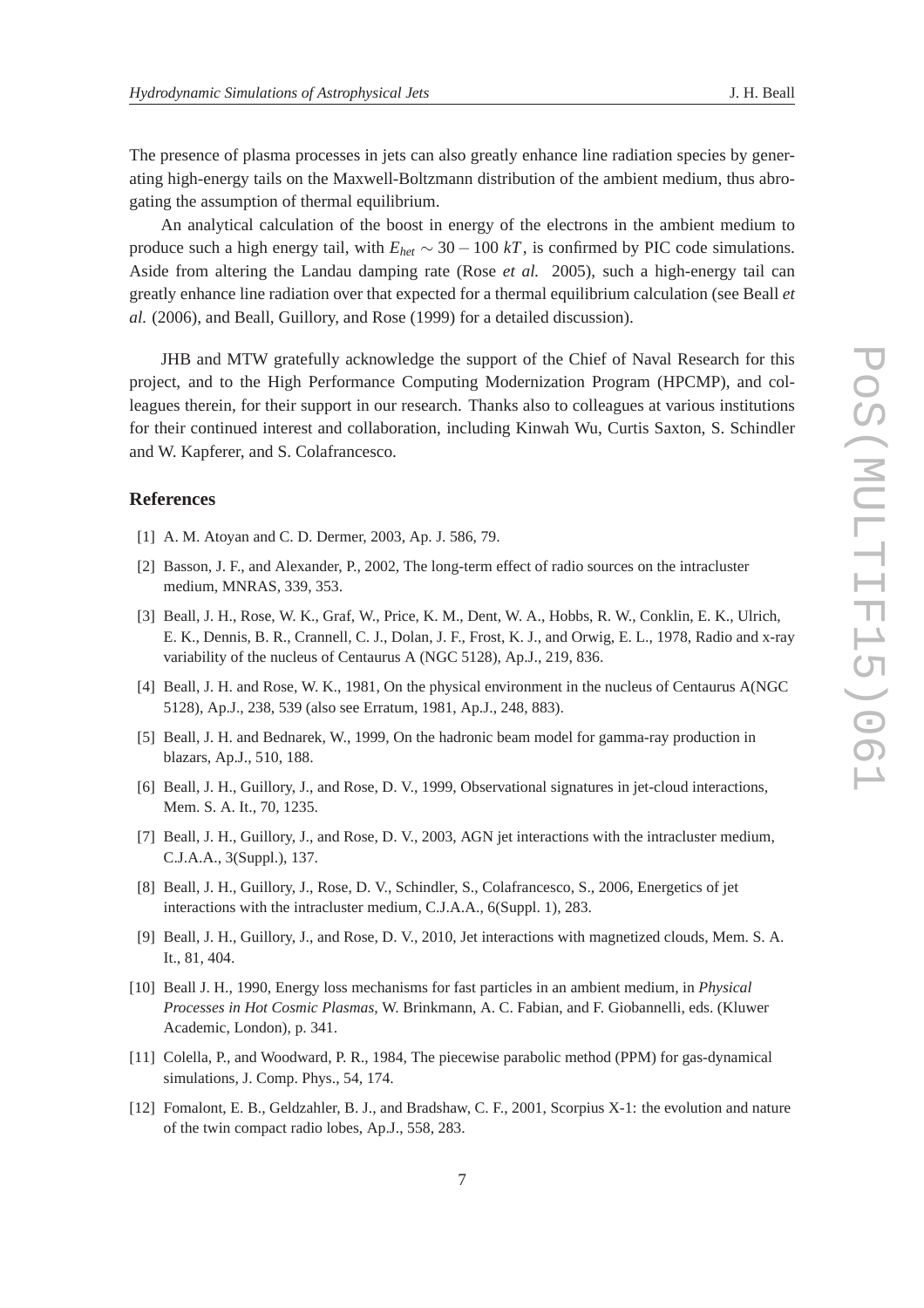The presence of plasma processes in jets can also greatly enhance line radiation species by generating high-energy tails on the Maxwell-Boltzmann distribution of the ambient medium, thus abrogating the assumption of thermal equilibrium.

An analytical calculation of the boost in energy of the electrons in the ambient medium to produce such a high energy tail, with $E_{het} \sim 30 - 100\ kT$, is confirmed by PIC code simulations. Aside from altering the Landau damping rate (Rose *et al.* 2005), such a high-energy tail can greatly enhance line radiation over that expected for a thermal equilibrium calculation (see Beall *et al.* (2006), and Beall, Guillory, and Rose (1999) for a detailed discussion).

JHB and MTW gratefully acknowledge the support of the Chief of Naval Research for this project, and to the High Performance Computing Modernization Program (HPCMP), and colleagues therein, for their support in our research. Thanks also to colleagues at various institutions for their continued interest and collaboration, including Kinwah Wu, Curtis Saxton, S. Schindler and W. Kapferer, and S. Colafrancesco.

## References

[1] A. M. Atoyan and C. D. Dermer, 2003, Ap. J. 586, 79.

[2] Basson, J. F., and Alexander, P., 2002, The long-term effect of radio sources on the intracluster medium, MNRAS, 339, 353.

[3] Beall, J. H., Rose, W. K., Graf, W., Price, K. M., Dent, W. A., Hobbs, R. W., Conklin, E. K., Ulrich, E. K., Dennis, B. R., Crannell, C. J., Dolan, J. F., Frost, K. J., and Orwig, E. L., 1978, Radio and x-ray variability of the nucleus of Centaurus A (NGC 5128), Ap.J., 219, 836.

[4] Beall, J. H. and Rose, W. K., 1981, On the physical environment in the nucleus of Centaurus A(NGC 5128), Ap.J., 238, 539 (also see Erratum, 1981, Ap.J., 248, 883).

[5] Beall, J. H. and Bednarek, W., 1999, On the hadronic beam model for gamma-ray production in blazars, Ap.J., 510, 188.

[6] Beall, J. H., Guillory, J., and Rose, D. V., 1999, Observational signatures in jet-cloud interactions, Mem. S. A. It., 70, 1235.

[7] Beall, J. H., Guillory, J., and Rose, D. V., 2003, AGN jet interactions with the intracluster medium, C.J.A.A., 3(Suppl.), 137.

[8] Beall, J. H., Guillory, J., Rose, D. V., Schindler, S., Colafrancesco, S., 2006, Energetics of jet interactions with the intracluster medium, C.J.A.A., 6(Suppl. 1), 283.

[9] Beall, J. H., Guillory, J., and Rose, D. V., 2010, Jet interactions with magnetized clouds, Mem. S. A. It., 81, 404.

[10] Beall J. H., 1990, Energy loss mechanisms for fast particles in an ambient medium, in *Physical Processes in Hot Cosmic Plasmas*, W. Brinkmann, A. C. Fabian, and F. Giobannelli, eds. (Kluwer Academic, London), p. 341.

[11] Colella, P., and Woodward, P. R., 1984, The piecewise parabolic method (PPM) for gas-dynamical simulations, J. Comp. Phys., 54, 174.

[12] Fomalont, E. B., Geldzahler, B. J., and Bradshaw, C. F., 2001, Scorpius X-1: the evolution and nature of the twin compact radio lobes, Ap.J., 558, 283.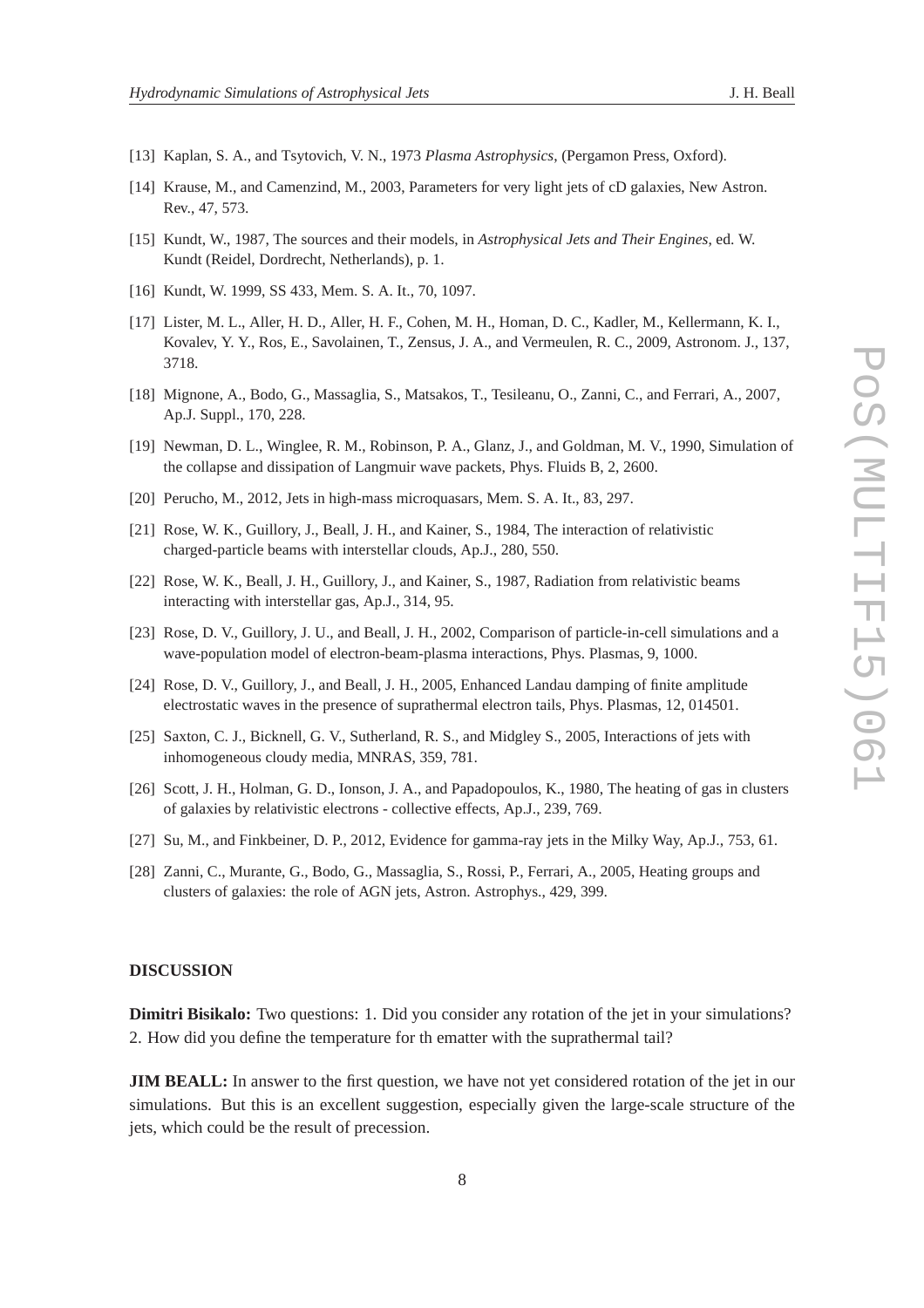[13] Kaplan, S. A., and Tsytovich, V. N., 1973 *Plasma Astrophysics*, (Pergamon Press, Oxford).

[14] Krause, M., and Camenzind, M., 2003, Parameters for very light jets of cD galaxies, New Astron. Rev., 47, 573.

[15] Kundt, W., 1987, The sources and their models, in *Astrophysical Jets and Their Engines*, ed. W. Kundt (Reidel, Dordrecht, Netherlands), p. 1.

[16] Kundt, W. 1999, SS 433, Mem. S. A. It., 70, 1097.

[17] Lister, M. L., Aller, H. D., Aller, H. F., Cohen, M. H., Homan, D. C., Kadler, M., Kellermann, K. I., Kovalev, Y. Y., Ros, E., Savolainen, T., Zensus, J. A., and Vermeulen, R. C., 2009, Astronom. J., 137, 3718.

[18] Mignone, A., Bodo, G., Massaglia, S., Matsakos, T., Tesileanu, O., Zanni, C., and Ferrari, A., 2007, Ap.J. Suppl., 170, 228.

[19] Newman, D. L., Winglee, R. M., Robinson, P. A., Glanz, J., and Goldman, M. V., 1990, Simulation of the collapse and dissipation of Langmuir wave packets, Phys. Fluids B, 2, 2600.

[20] Perucho, M., 2012, Jets in high-mass microquasars, Mem. S. A. It., 83, 297.

[21] Rose, W. K., Guillory, J., Beall, J. H., and Kainer, S., 1984, The interaction of relativistic charged-particle beams with interstellar clouds, Ap.J., 280, 550.

[22] Rose, W. K., Beall, J. H., Guillory, J., and Kainer, S., 1987, Radiation from relativistic beams interacting with interstellar gas, Ap.J., 314, 95.

[23] Rose, D. V., Guillory, J. U., and Beall, J. H., 2002, Comparison of particle-in-cell simulations and a wave-population model of electron-beam-plasma interactions, Phys. Plasmas, 9, 1000.

[24] Rose, D. V., Guillory, J., and Beall, J. H., 2005, Enhanced Landau damping of finite amplitude electrostatic waves in the presence of suprathermal electron tails, Phys. Plasmas, 12, 014501.

[25] Saxton, C. J., Bicknell, G. V., Sutherland, R. S., and Midgley S., 2005, Interactions of jets with inhomogeneous cloudy media, MNRAS, 359, 781.

[26] Scott, J. H., Holman, G. D., Ionson, J. A., and Papadopoulos, K., 1980, The heating of gas in clusters of galaxies by relativistic electrons - collective effects, Ap.J., 239, 769.

[27] Su, M., and Finkbeiner, D. P., 2012, Evidence for gamma-ray jets in the Milky Way, Ap.J., 753, 61.

[28] Zanni, C., Murante, G., Bodo, G., Massaglia, S., Rossi, P., Ferrari, A., 2005, Heating groups and clusters of galaxies: the role of AGN jets, Astron. Astrophys., 429, 399.

## DISCUSSION

**Dimitri Bisikalo:** Two questions: 1. Did you consider any rotation of the jet in your simulations? 2. How did you define the temperature for th ematter with the suprathermal tail?

**JIM BEALL:** In answer to the first question, we have not yet considered rotation of the jet in our simulations. But this is an excellent suggestion, especially given the large-scale structure of the jets, which could be the result of precession.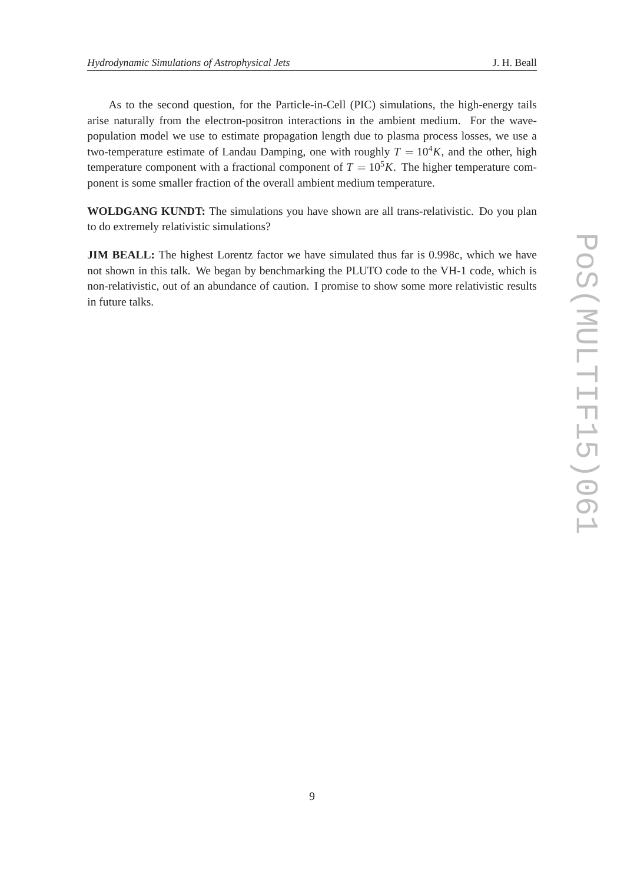As to the second question, for the Particle-in-Cell (PIC) simulations, the high-energy tails arise naturally from the electron-positron interactions in the ambient medium. For the wave-population model we use to estimate propagation length due to plasma process losses, we use a two-temperature estimate of Landau Damping, one with roughly $T = 10^4 K$, and the other, high temperature component with a fractional component of $T = 10^5 K$. The higher temperature component is some smaller fraction of the overall ambient medium temperature.

**WOLDGANG KUNDT:** The simulations you have shown are all trans-relativistic. Do you plan to do extremely relativistic simulations?

**JIM BEALL:** The highest Lorentz factor we have simulated thus far is 0.998c, which we have not shown in this talk. We began by benchmarking the PLUTO code to the VH-1 code, which is non-relativistic, out of an abundance of caution. I promise to show some more relativistic results in future talks.